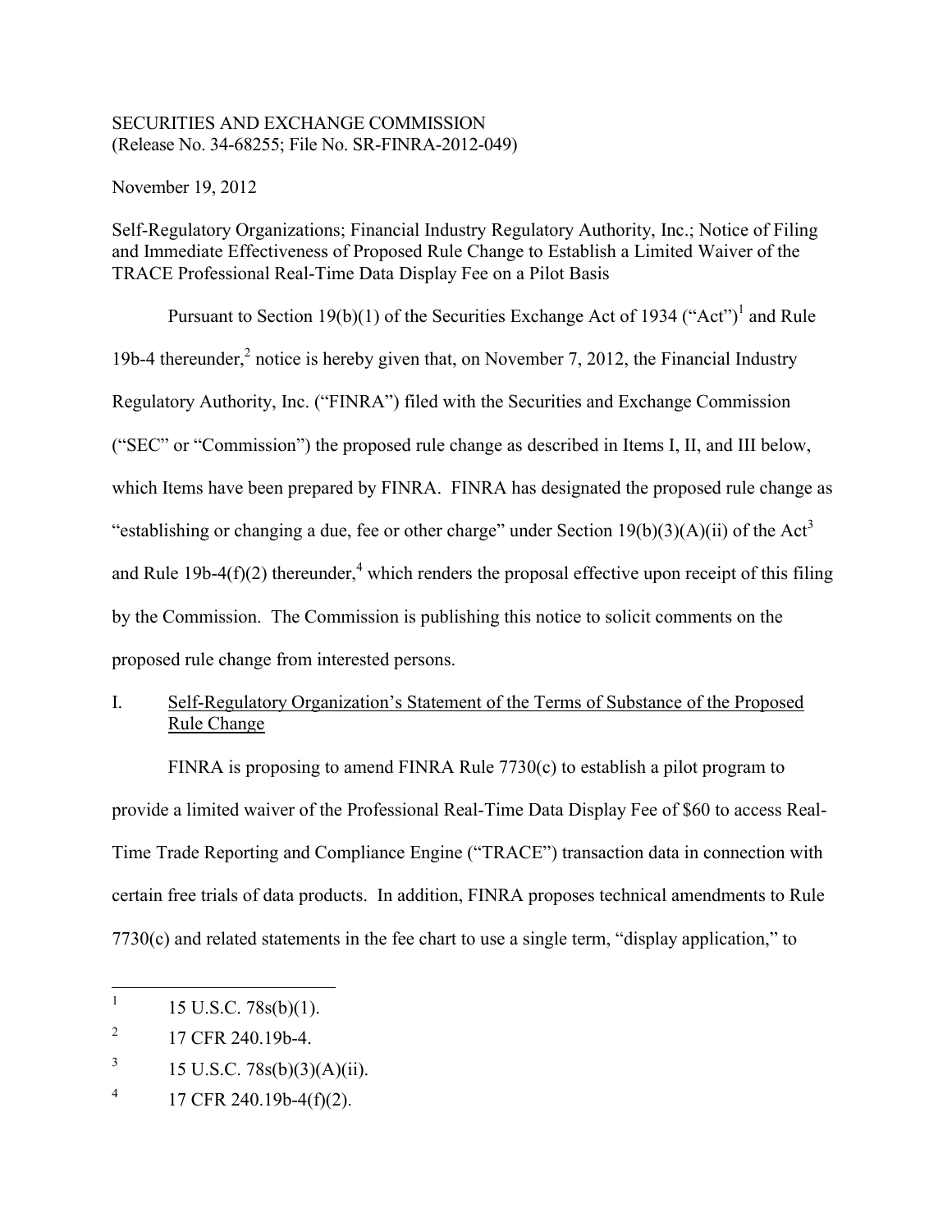SECURITIES AND EXCHANGE COMMISSION
(Release No. 34-68255; File No. SR-FINRA-2012-049)

November 19, 2012

Self-Regulatory Organizations; Financial Industry Regulatory Authority, Inc.; Notice of Filing and Immediate Effectiveness of Proposed Rule Change to Establish a Limited Waiver of the TRACE Professional Real-Time Data Display Fee on a Pilot Basis

Pursuant to Section 19(b)(1) of the Securities Exchange Act of 1934 ("Act")[1] and Rule 19b-4 thereunder,[2] notice is hereby given that, on November 7, 2012, the Financial Industry Regulatory Authority, Inc. ("FINRA") filed with the Securities and Exchange Commission ("SEC" or "Commission") the proposed rule change as described in Items I, II, and III below, which Items have been prepared by FINRA. FINRA has designated the proposed rule change as "establishing or changing a due, fee or other charge" under Section 19(b)(3)(A)(ii) of the Act[3] and Rule 19b-4(f)(2) thereunder,[4] which renders the proposal effective upon receipt of this filing by the Commission. The Commission is publishing this notice to solicit comments on the proposed rule change from interested persons.

## I. Self-Regulatory Organization's Statement of the Terms of Substance of the Proposed Rule Change

FINRA is proposing to amend FINRA Rule 7730(c) to establish a pilot program to provide a limited waiver of the Professional Real-Time Data Display Fee of $60 to access Real-Time Trade Reporting and Compliance Engine ("TRACE") transaction data in connection with certain free trials of data products. In addition, FINRA proposes technical amendments to Rule 7730(c) and related statements in the fee chart to use a single term, "display application," to

---

1 15 U.S.C. 78s(b)(1).

2 17 CFR 240.19b-4.

3 15 U.S.C. 78s(b)(3)(A)(ii).

4 17 CFR 240.19b-4(f)(2).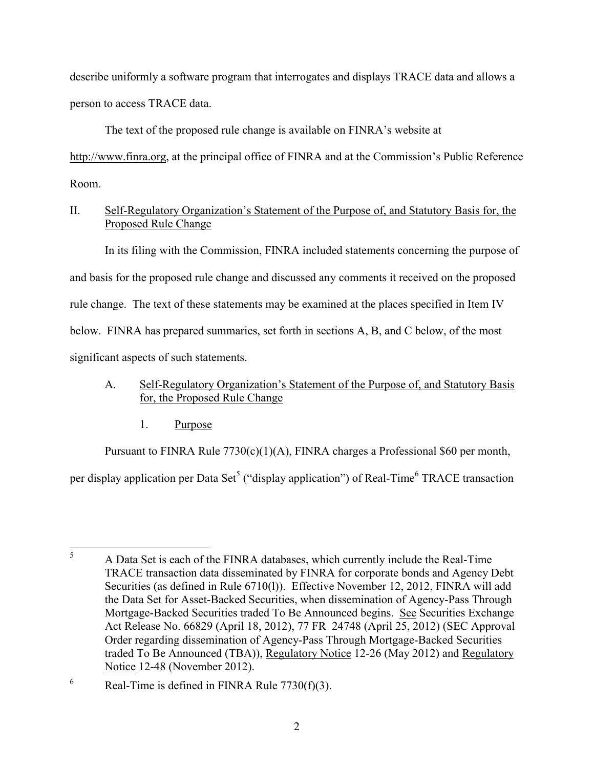describe uniformly a software program that interrogates and displays TRACE data and allows a person to access TRACE data.

The text of the proposed rule change is available on FINRA's website at http://www.finra.org, at the principal office of FINRA and at the Commission's Public Reference Room.

## II. Self-Regulatory Organization's Statement of the Purpose of, and Statutory Basis for, the Proposed Rule Change

In its filing with the Commission, FINRA included statements concerning the purpose of and basis for the proposed rule change and discussed any comments it received on the proposed rule change. The text of these statements may be examined at the places specified in Item IV below. FINRA has prepared summaries, set forth in sections A, B, and C below, of the most significant aspects of such statements.

### A. Self-Regulatory Organization's Statement of the Purpose of, and Statutory Basis for, the Proposed Rule Change

#### 1. Purpose

Pursuant to FINRA Rule 7730(c)(1)(A), FINRA charges a Professional $60 per month, per display application per Data Set[5] ("display application") of Real-Time[6] TRACE transaction

---

[5] A Data Set is each of the FINRA databases, which currently include the Real-Time TRACE transaction data disseminated by FINRA for corporate bonds and Agency Debt Securities (as defined in Rule 6710(l)). Effective November 12, 2012, FINRA will add the Data Set for Asset-Backed Securities, when dissemination of Agency-Pass Through Mortgage-Backed Securities traded To Be Announced begins. See Securities Exchange Act Release No. 66829 (April 18, 2012), 77 FR 24748 (April 25, 2012) (SEC Approval Order regarding dissemination of Agency-Pass Through Mortgage-Backed Securities traded To Be Announced (TBA)), Regulatory Notice 12-26 (May 2012) and Regulatory Notice 12-48 (November 2012).

[6] Real-Time is defined in FINRA Rule 7730(f)(3).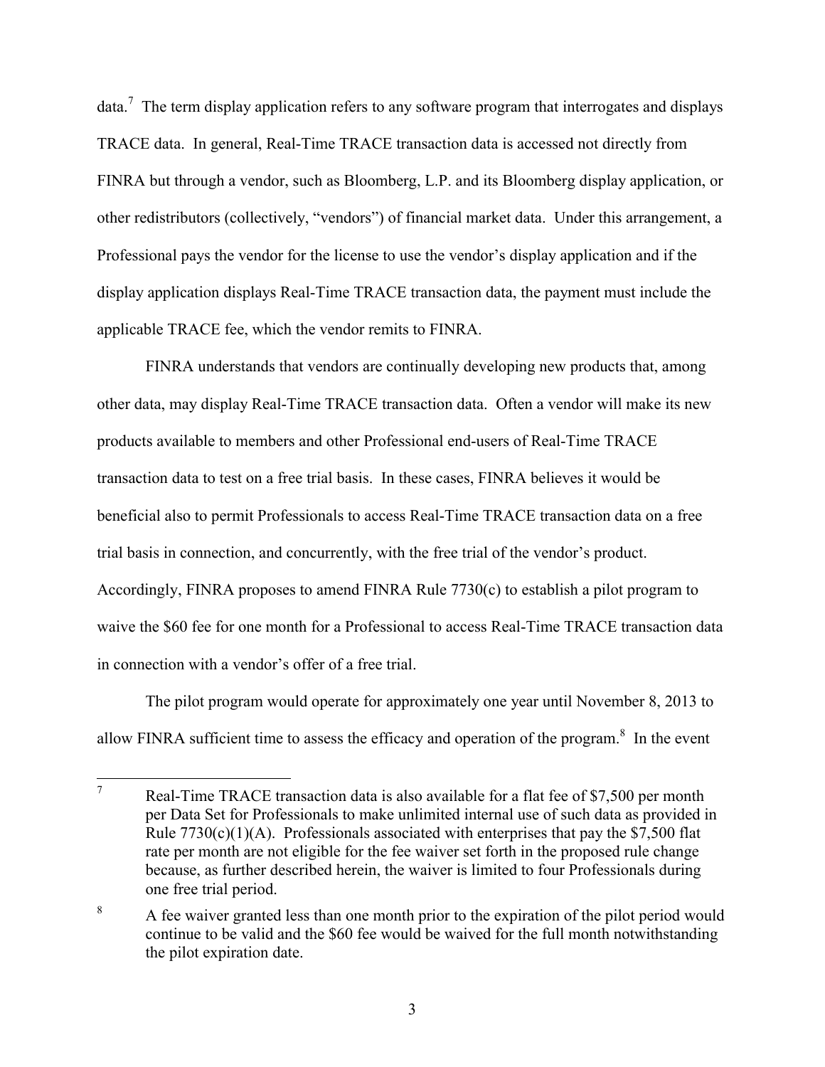data.[7] The term display application refers to any software program that interrogates and displays TRACE data. In general, Real-Time TRACE transaction data is accessed not directly from FINRA but through a vendor, such as Bloomberg, L.P. and its Bloomberg display application, or other redistributors (collectively, "vendors") of financial market data. Under this arrangement, a Professional pays the vendor for the license to use the vendor's display application and if the display application displays Real-Time TRACE transaction data, the payment must include the applicable TRACE fee, which the vendor remits to FINRA.

FINRA understands that vendors are continually developing new products that, among other data, may display Real-Time TRACE transaction data. Often a vendor will make its new products available to members and other Professional end-users of Real-Time TRACE transaction data to test on a free trial basis. In these cases, FINRA believes it would be beneficial also to permit Professionals to access Real-Time TRACE transaction data on a free trial basis in connection, and concurrently, with the free trial of the vendor's product. Accordingly, FINRA proposes to amend FINRA Rule 7730(c) to establish a pilot program to waive the $60 fee for one month for a Professional to access Real-Time TRACE transaction data in connection with a vendor's offer of a free trial.

The pilot program would operate for approximately one year until November 8, 2013 to allow FINRA sufficient time to assess the efficacy and operation of the program.[8] In the event

---

[7] Real-Time TRACE transaction data is also available for a flat fee of $7,500 per month per Data Set for Professionals to make unlimited internal use of such data as provided in Rule 7730(c)(1)(A). Professionals associated with enterprises that pay the $7,500 flat rate per month are not eligible for the fee waiver set forth in the proposed rule change because, as further described herein, the waiver is limited to four Professionals during one free trial period.

[8] A fee waiver granted less than one month prior to the expiration of the pilot period would continue to be valid and the $60 fee would be waived for the full month notwithstanding the pilot expiration date.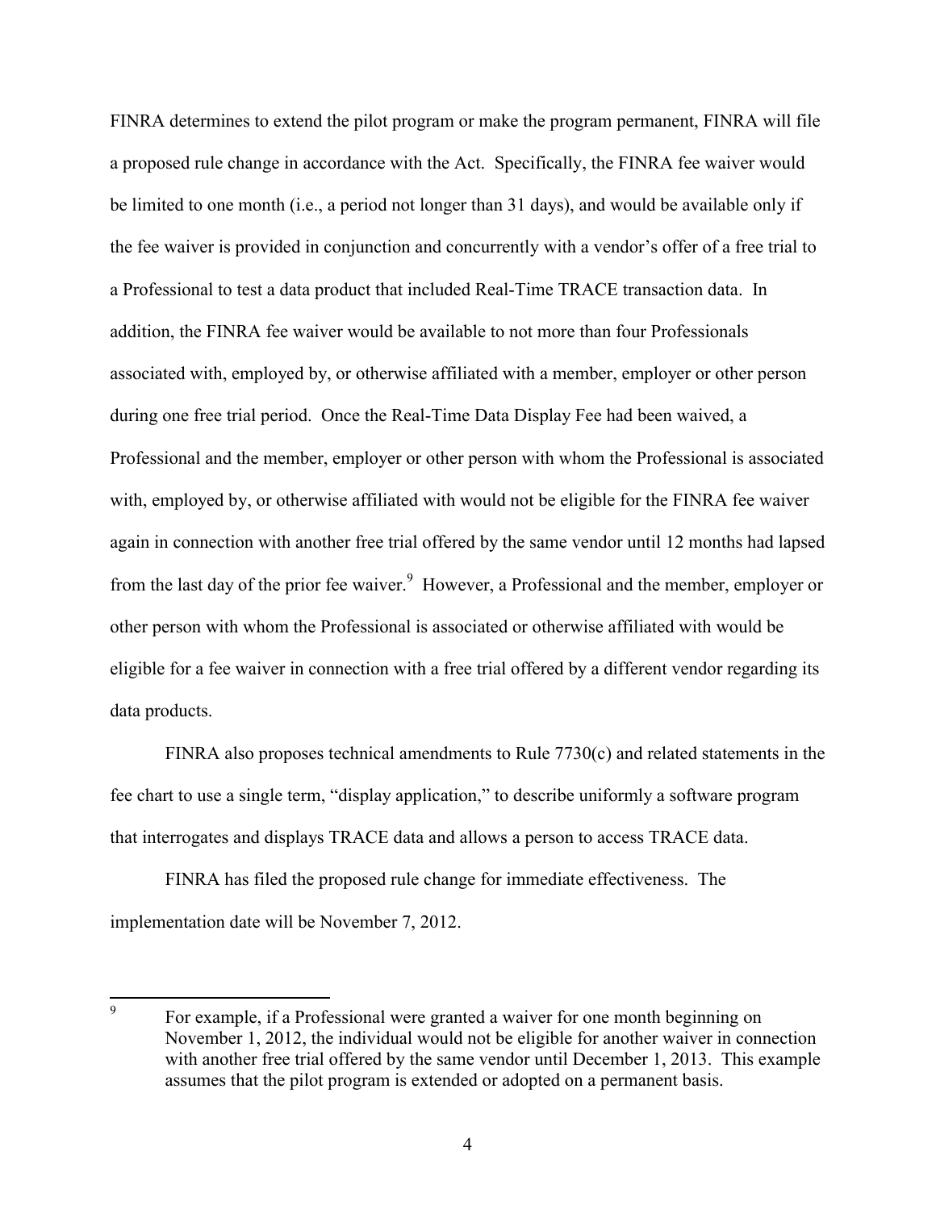FINRA determines to extend the pilot program or make the program permanent, FINRA will file a proposed rule change in accordance with the Act. Specifically, the FINRA fee waiver would be limited to one month (i.e., a period not longer than 31 days), and would be available only if the fee waiver is provided in conjunction and concurrently with a vendor's offer of a free trial to a Professional to test a data product that included Real-Time TRACE transaction data. In addition, the FINRA fee waiver would be available to not more than four Professionals associated with, employed by, or otherwise affiliated with a member, employer or other person during one free trial period. Once the Real-Time Data Display Fee had been waived, a Professional and the member, employer or other person with whom the Professional is associated with, employed by, or otherwise affiliated with would not be eligible for the FINRA fee waiver again in connection with another free trial offered by the same vendor until 12 months had lapsed from the last day of the prior fee waiver.[9] However, a Professional and the member, employer or other person with whom the Professional is associated or otherwise affiliated with would be eligible for a fee waiver in connection with a free trial offered by a different vendor regarding its data products.

FINRA also proposes technical amendments to Rule 7730(c) and related statements in the fee chart to use a single term, "display application," to describe uniformly a software program that interrogates and displays TRACE data and allows a person to access TRACE data.

FINRA has filed the proposed rule change for immediate effectiveness. The implementation date will be November 7, 2012.

---

[9] For example, if a Professional were granted a waiver for one month beginning on November 1, 2012, the individual would not be eligible for another waiver in connection with another free trial offered by the same vendor until December 1, 2013. This example assumes that the pilot program is extended or adopted on a permanent basis.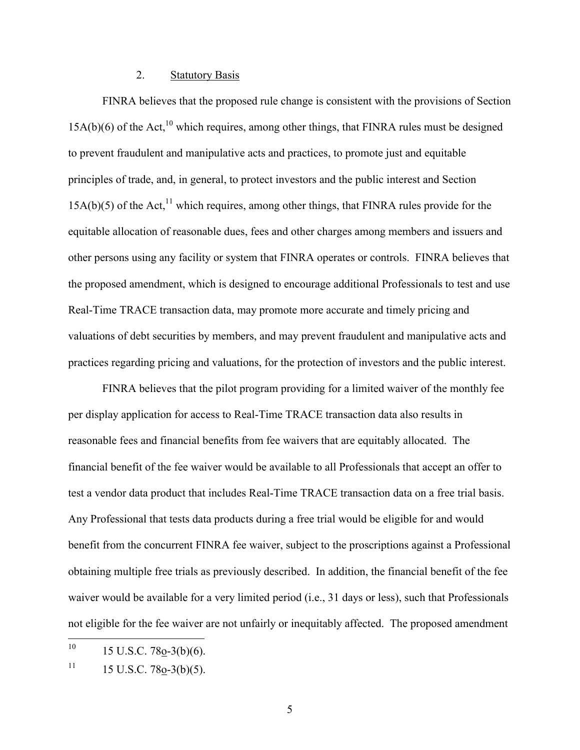## 2. Statutory Basis

FINRA believes that the proposed rule change is consistent with the provisions of Section 15A(b)(6) of the Act,[10] which requires, among other things, that FINRA rules must be designed to prevent fraudulent and manipulative acts and practices, to promote just and equitable principles of trade, and, in general, to protect investors and the public interest and Section 15A(b)(5) of the Act,[11] which requires, among other things, that FINRA rules provide for the equitable allocation of reasonable dues, fees and other charges among members and issuers and other persons using any facility or system that FINRA operates or controls. FINRA believes that the proposed amendment, which is designed to encourage additional Professionals to test and use Real-Time TRACE transaction data, may promote more accurate and timely pricing and valuations of debt securities by members, and may prevent fraudulent and manipulative acts and practices regarding pricing and valuations, for the protection of investors and the public interest.

FINRA believes that the pilot program providing for a limited waiver of the monthly fee per display application for access to Real-Time TRACE transaction data also results in reasonable fees and financial benefits from fee waivers that are equitably allocated. The financial benefit of the fee waiver would be available to all Professionals that accept an offer to test a vendor data product that includes Real-Time TRACE transaction data on a free trial basis. Any Professional that tests data products during a free trial would be eligible for and would benefit from the concurrent FINRA fee waiver, subject to the proscriptions against a Professional obtaining multiple free trials as previously described. In addition, the financial benefit of the fee waiver would be available for a very limited period (i.e., 31 days or less), such that Professionals not eligible for the fee waiver are not unfairly or inequitably affected. The proposed amendment

---

[10] 15 U.S.C. 78o-3(b)(6).

[11] 15 U.S.C. 78o-3(b)(5).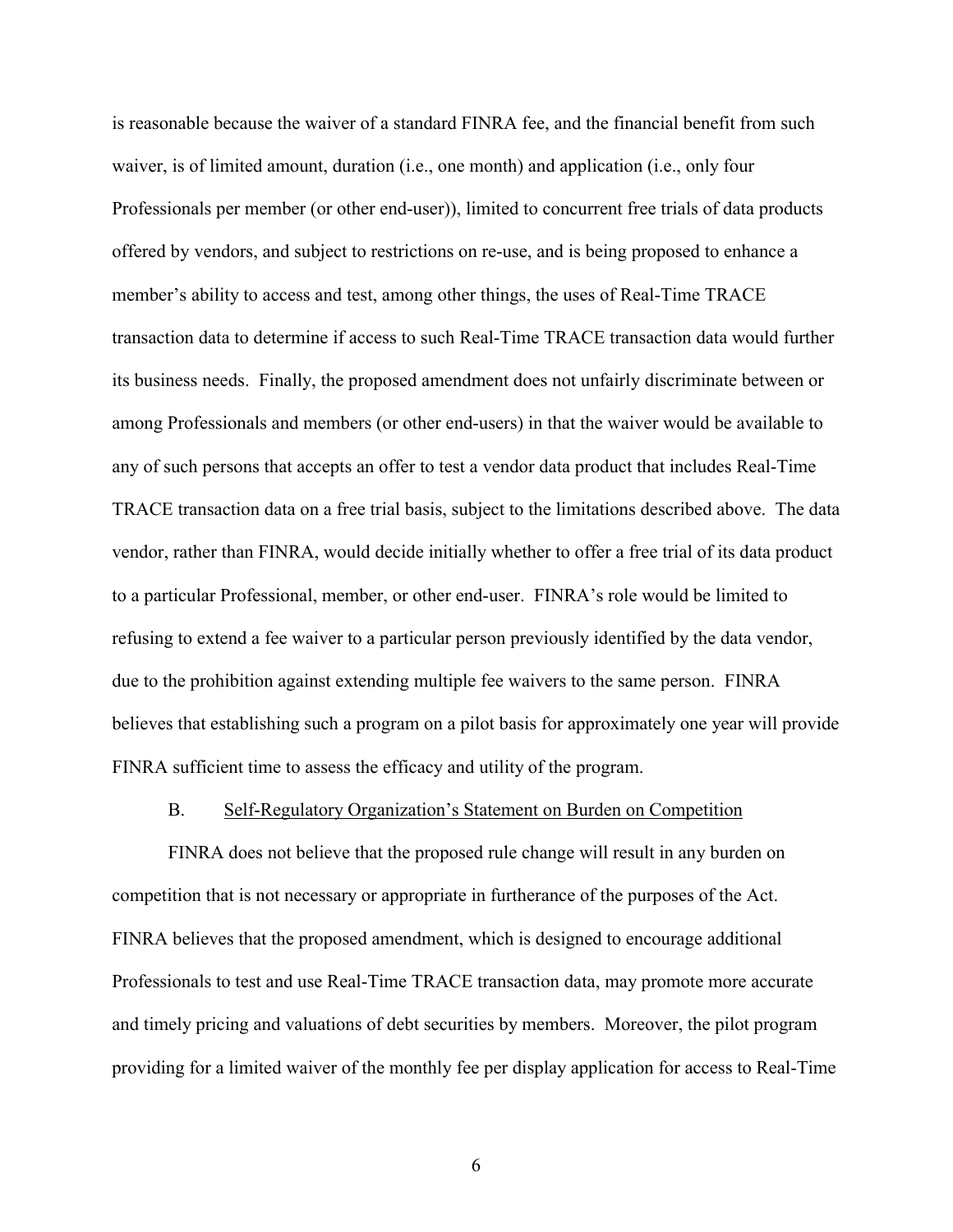is reasonable because the waiver of a standard FINRA fee, and the financial benefit from such waiver, is of limited amount, duration (i.e., one month) and application (i.e., only four Professionals per member (or other end-user)), limited to concurrent free trials of data products offered by vendors, and subject to restrictions on re-use, and is being proposed to enhance a member's ability to access and test, among other things, the uses of Real-Time TRACE transaction data to determine if access to such Real-Time TRACE transaction data would further its business needs. Finally, the proposed amendment does not unfairly discriminate between or among Professionals and members (or other end-users) in that the waiver would be available to any of such persons that accepts an offer to test a vendor data product that includes Real-Time TRACE transaction data on a free trial basis, subject to the limitations described above. The data vendor, rather than FINRA, would decide initially whether to offer a free trial of its data product to a particular Professional, member, or other end-user. FINRA's role would be limited to refusing to extend a fee waiver to a particular person previously identified by the data vendor, due to the prohibition against extending multiple fee waivers to the same person. FINRA believes that establishing such a program on a pilot basis for approximately one year will provide FINRA sufficient time to assess the efficacy and utility of the program.

B. Self-Regulatory Organization's Statement on Burden on Competition

FINRA does not believe that the proposed rule change will result in any burden on competition that is not necessary or appropriate in furtherance of the purposes of the Act. FINRA believes that the proposed amendment, which is designed to encourage additional Professionals to test and use Real-Time TRACE transaction data, may promote more accurate and timely pricing and valuations of debt securities by members. Moreover, the pilot program providing for a limited waiver of the monthly fee per display application for access to Real-Time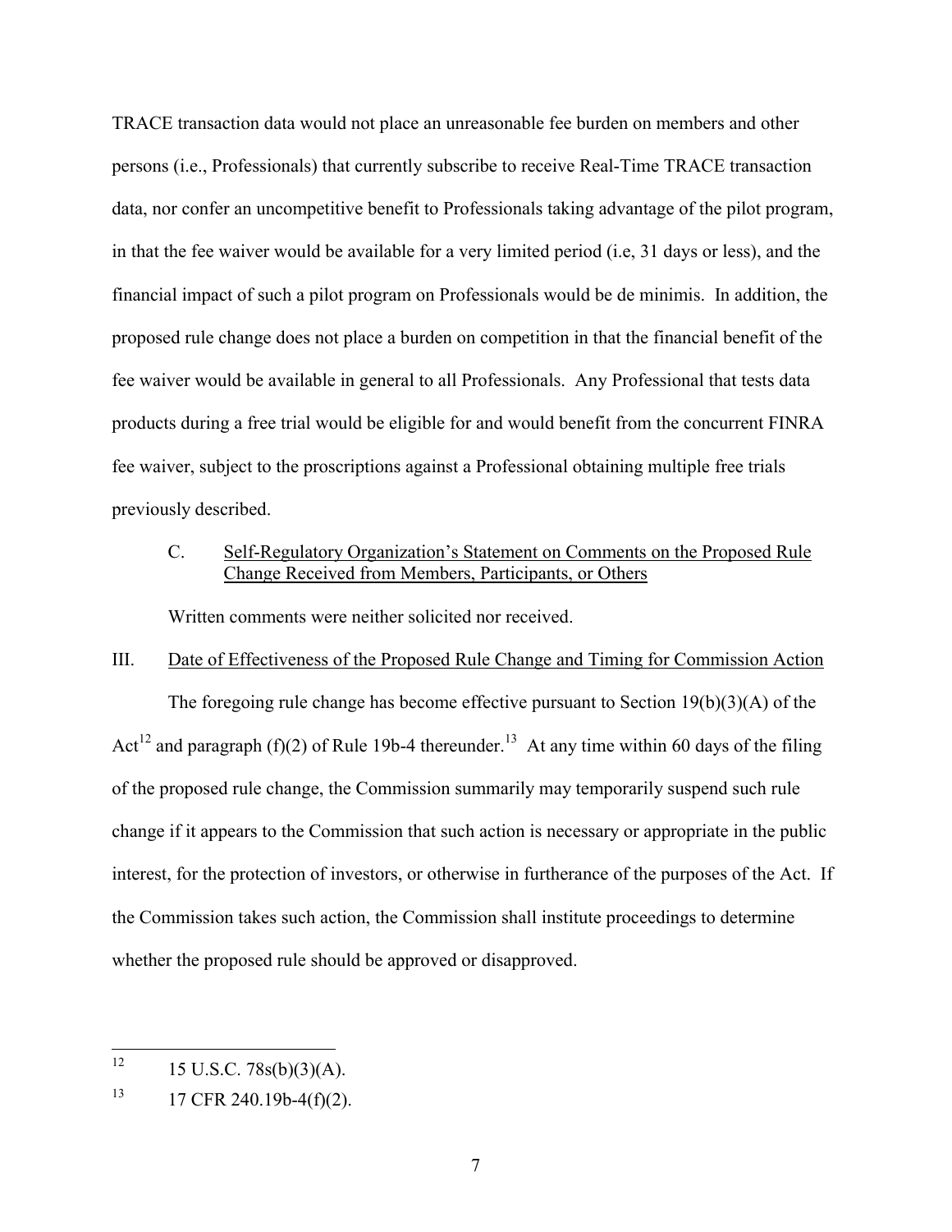TRACE transaction data would not place an unreasonable fee burden on members and other persons (i.e., Professionals) that currently subscribe to receive Real-Time TRACE transaction data, nor confer an uncompetitive benefit to Professionals taking advantage of the pilot program, in that the fee waiver would be available for a very limited period (i.e, 31 days or less), and the financial impact of such a pilot program on Professionals would be de minimis. In addition, the proposed rule change does not place a burden on competition in that the financial benefit of the fee waiver would be available in general to all Professionals. Any Professional that tests data products during a free trial would be eligible for and would benefit from the concurrent FINRA fee waiver, subject to the proscriptions against a Professional obtaining multiple free trials previously described.

C. Self-Regulatory Organization's Statement on Comments on the Proposed Rule Change Received from Members, Participants, or Others

Written comments were neither solicited nor received.

III. Date of Effectiveness of the Proposed Rule Change and Timing for Commission Action

The foregoing rule change has become effective pursuant to Section 19(b)(3)(A) of the Act[12] and paragraph (f)(2) of Rule 19b-4 thereunder.[13] At any time within 60 days of the filing of the proposed rule change, the Commission summarily may temporarily suspend such rule change if it appears to the Commission that such action is necessary or appropriate in the public interest, for the protection of investors, or otherwise in furtherance of the purposes of the Act. If the Commission takes such action, the Commission shall institute proceedings to determine whether the proposed rule should be approved or disapproved.

---

[12] 15 U.S.C. 78s(b)(3)(A).

[13] 17 CFR 240.19b-4(f)(2).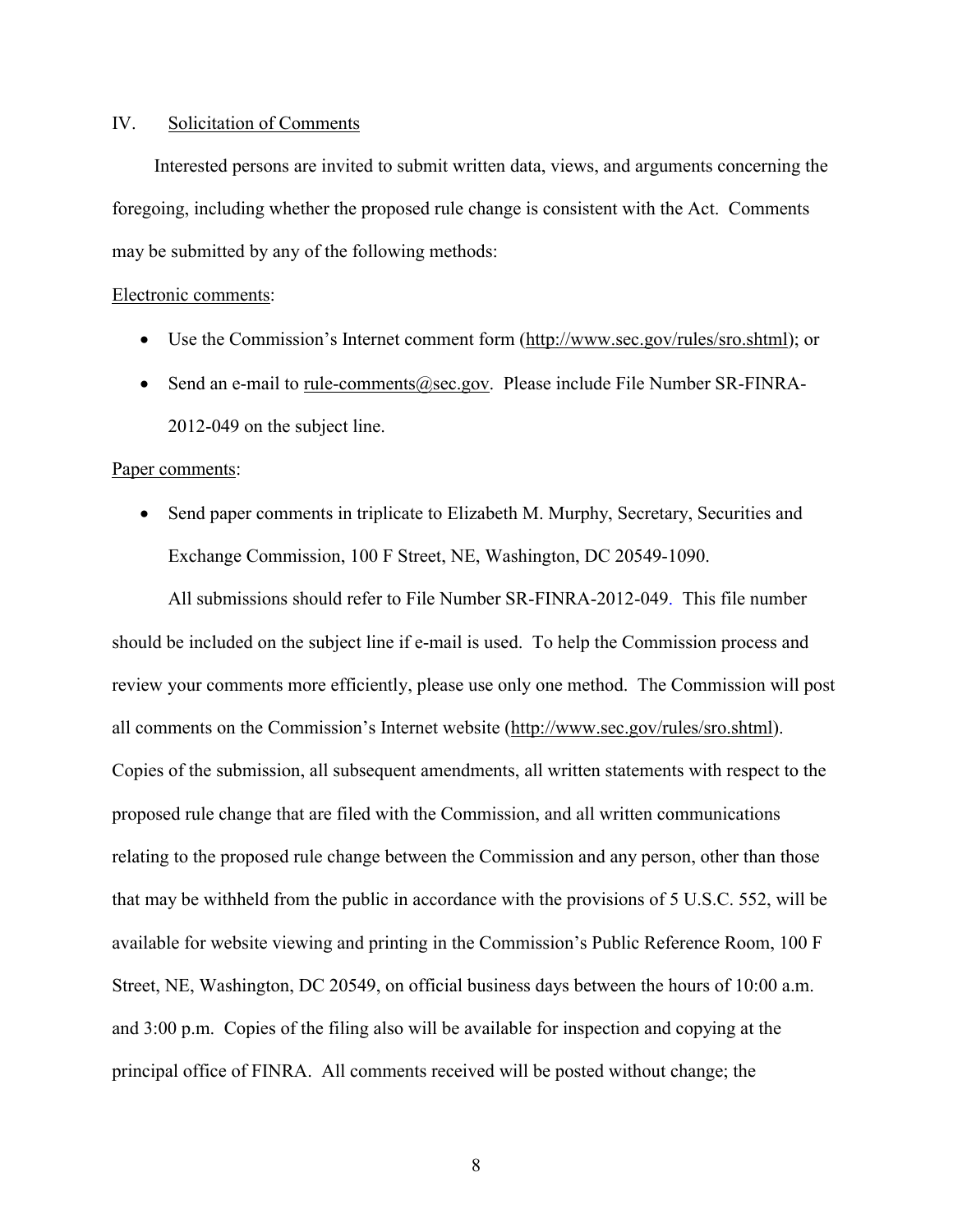## IV. Solicitation of Comments

Interested persons are invited to submit written data, views, and arguments concerning the foregoing, including whether the proposed rule change is consistent with the Act. Comments may be submitted by any of the following methods:

Electronic comments:

- Use the Commission's Internet comment form (http://www.sec.gov/rules/sro.shtml); or
- Send an e-mail to rule-comments@sec.gov. Please include File Number SR-FINRA-2012-049 on the subject line.

Paper comments:

- Send paper comments in triplicate to Elizabeth M. Murphy, Secretary, Securities and Exchange Commission, 100 F Street, NE, Washington, DC 20549-1090.

All submissions should refer to File Number SR-FINRA-2012-049. This file number should be included on the subject line if e-mail is used. To help the Commission process and review your comments more efficiently, please use only one method. The Commission will post all comments on the Commission's Internet website (http://www.sec.gov/rules/sro.shtml). Copies of the submission, all subsequent amendments, all written statements with respect to the proposed rule change that are filed with the Commission, and all written communications relating to the proposed rule change between the Commission and any person, other than those that may be withheld from the public in accordance with the provisions of 5 U.S.C. 552, will be available for website viewing and printing in the Commission's Public Reference Room, 100 F Street, NE, Washington, DC 20549, on official business days between the hours of 10:00 a.m. and 3:00 p.m. Copies of the filing also will be available for inspection and copying at the principal office of FINRA. All comments received will be posted without change; the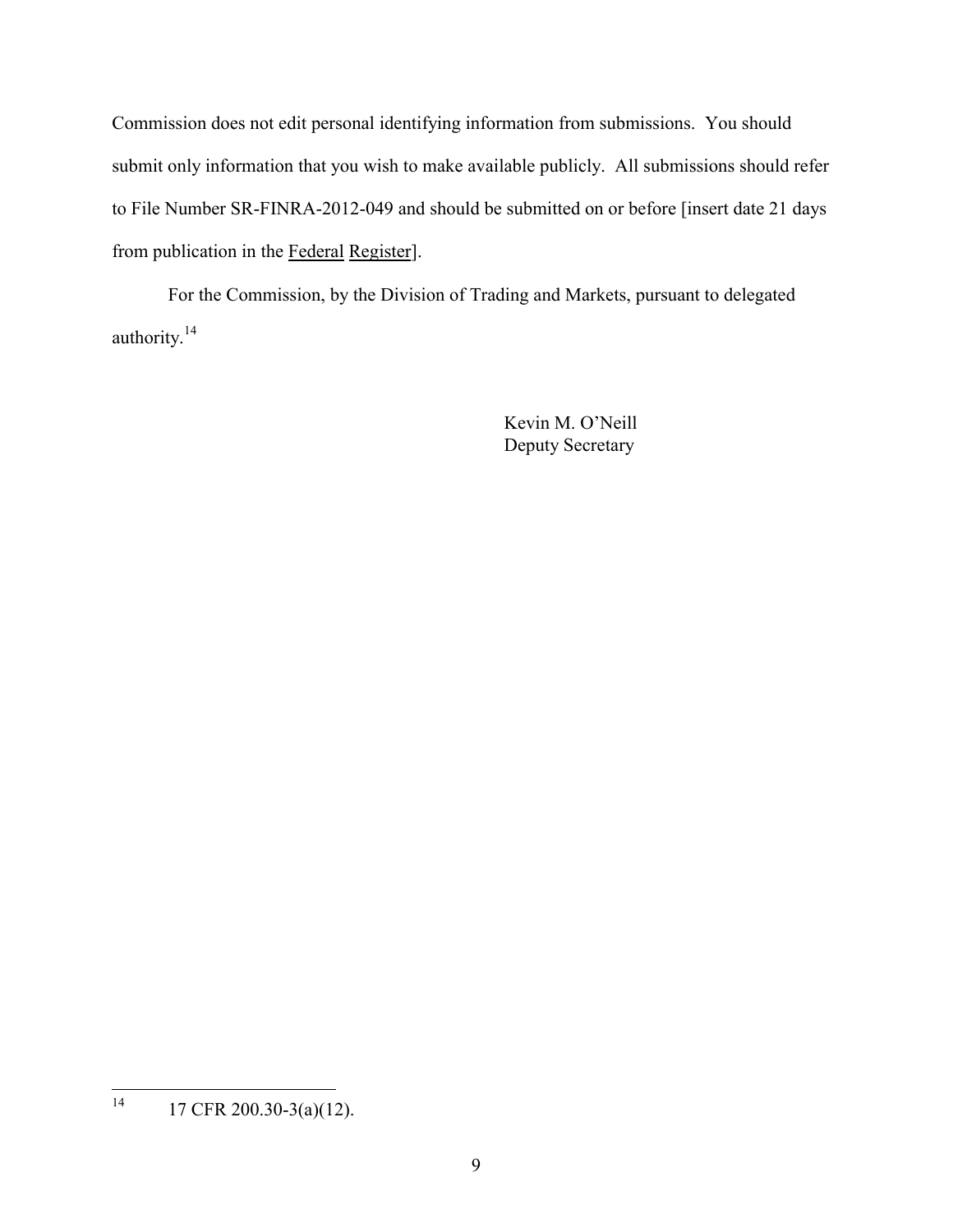Commission does not edit personal identifying information from submissions. You should submit only information that you wish to make available publicly. All submissions should refer to File Number SR-FINRA-2012-049 and should be submitted on or before [insert date 21 days from publication in the Federal Register].

For the Commission, by the Division of Trading and Markets, pursuant to delegated authority.[14]

Kevin M. O'Neill
Deputy Secretary

---

[14] 17 CFR 200.30-3(a)(12).